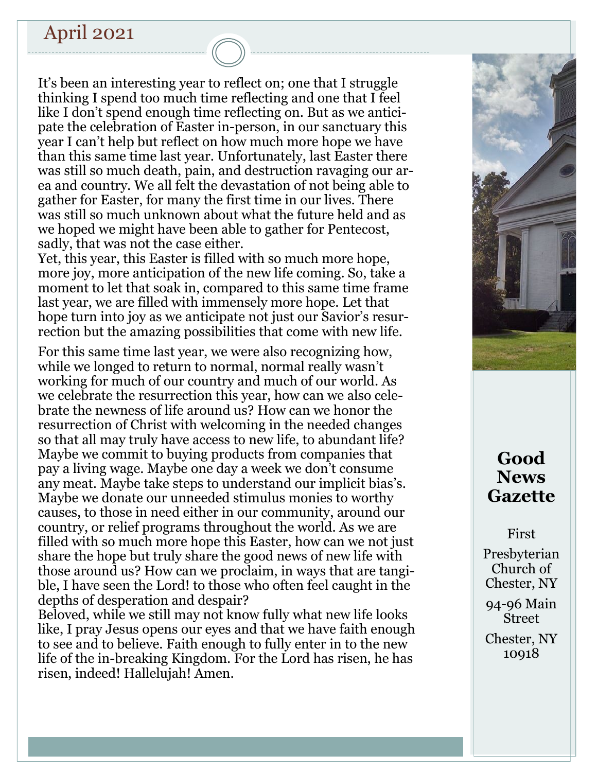# April 2021

It's been an interesting year to reflect on; one that I struggle thinking I spend too much time reflecting and one that I feel like I don't spend enough time reflecting on. But as we anticipate the celebration of Easter in-person, in our sanctuary this year I can't help but reflect on how much more hope we have than this same time last year. Unfortunately, last Easter there was still so much death, pain, and destruction ravaging our area and country. We all felt the devastation of not being able to gather for Easter, for many the first time in our lives. There was still so much unknown about what the future held and as we hoped we might have been able to gather for Pentecost, sadly, that was not the case either.
Yet, this year, this Easter is filled with so much more hope, more joy, more anticipation of the new life coming. So, take a moment to let that soak in, compared to this same time frame last year, we are filled with immensely more hope. Let that hope turn into joy as we anticipate not just our Savior's resurrection but the amazing possibilities that come with new life.

For this same time last year, we were also recognizing how, while we longed to return to normal, normal really wasn't working for much of our country and much of our world. As we celebrate the resurrection this year, how can we also celebrate the newness of life around us? How can we honor the resurrection of Christ with welcoming in the needed changes so that all may truly have access to new life, to abundant life? Maybe we commit to buying products from companies that pay a living wage. Maybe one day a week we don't consume any meat. Maybe take steps to understand our implicit bias's. Maybe we donate our unneeded stimulus monies to worthy causes, to those in need either in our community, around our country, or relief programs throughout the world. As we are filled with so much more hope this Easter, how can we not just share the hope but truly share the good news of new life with those around us? How can we proclaim, in ways that are tangible, I have seen the Lord! to those who often feel caught in the depths of desperation and despair?
Beloved, while we still may not know fully what new life looks like, I pray Jesus opens our eyes and that we have faith enough to see and to believe. Faith enough to fully enter in to the new life of the in-breaking Kingdom. For the Lord has risen, he has risen, indeed! Hallelujah! Amen.

## Good News Gazette

First Presbyterian Church of Chester, NY

94-96 Main Street

Chester, NY 10918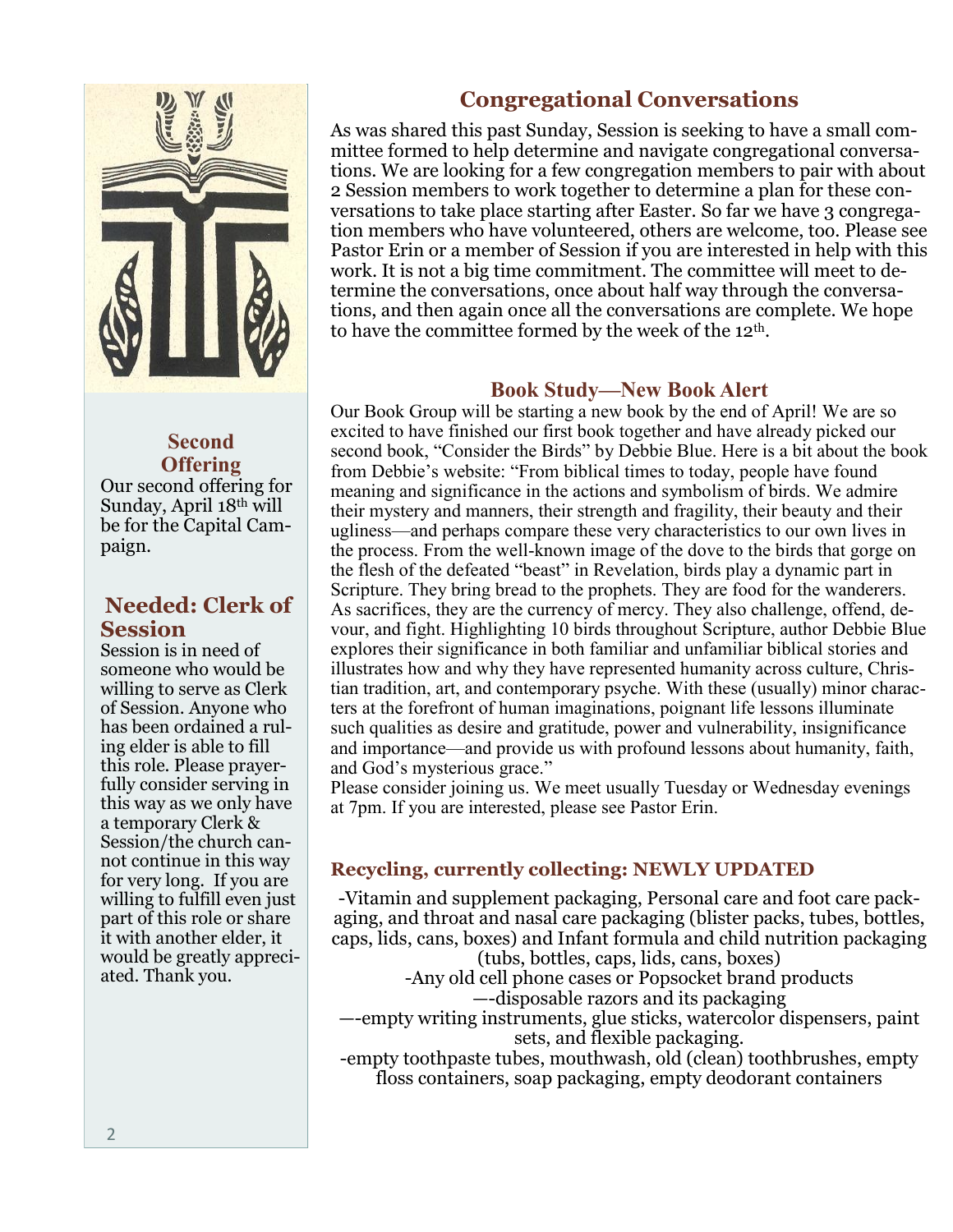## Second Offering

Our second offering for Sunday, April 18th will be for the Capital Campaign.

## Needed: Clerk of Session

Session is in need of someone who would be willing to serve as Clerk of Session. Anyone who has been ordained a ruling elder is able to fill this role. Please prayerfully consider serving in this way as we only have a temporary Clerk & Session/the church cannot continue in this way for very long. If you are willing to fulfill even just part of this role or share it with another elder, it would be greatly appreciated. Thank you.

## Congregational Conversations

As was shared this past Sunday, Session is seeking to have a small committee formed to help determine and navigate congregational conversations. We are looking for a few congregation members to pair with about 2 Session members to work together to determine a plan for these conversations to take place starting after Easter. So far we have 3 congregation members who have volunteered, others are welcome, too. Please see Pastor Erin or a member of Session if you are interested in help with this work. It is not a big time commitment. The committee will meet to determine the conversations, once about half way through the conversations, and then again once all the conversations are complete. We hope to have the committee formed by the week of the 12th.

## Book Study—New Book Alert

Our Book Group will be starting a new book by the end of April! We are so excited to have finished our first book together and have already picked our second book, "Consider the Birds" by Debbie Blue. Here is a bit about the book from Debbie's website: "From biblical times to today, people have found meaning and significance in the actions and symbolism of birds. We admire their mystery and manners, their strength and fragility, their beauty and their ugliness—and perhaps compare these very characteristics to our own lives in the process. From the well-known image of the dove to the birds that gorge on the flesh of the defeated "beast" in Revelation, birds play a dynamic part in Scripture. They bring bread to the prophets. They are food for the wanderers. As sacrifices, they are the currency of mercy. They also challenge, offend, devour, and fight. Highlighting 10 birds throughout Scripture, author Debbie Blue explores their significance in both familiar and unfamiliar biblical stories and illustrates how and why they have represented humanity across culture, Christian tradition, art, and contemporary psyche. With these (usually) minor characters at the forefront of human imaginations, poignant life lessons illuminate such qualities as desire and gratitude, power and vulnerability, insignificance and importance—and provide us with profound lessons about humanity, faith, and God's mysterious grace."

Please consider joining us. We meet usually Tuesday or Wednesday evenings at 7pm. If you are interested, please see Pastor Erin.

## Recycling, currently collecting: NEWLY UPDATED

-Vitamin and supplement packaging, Personal care and foot care packaging, and throat and nasal care packaging (blister packs, tubes, bottles, caps, lids, cans, boxes) and Infant formula and child nutrition packaging (tubs, bottles, caps, lids, cans, boxes)

-Any old cell phone cases or Popsocket brand products

—-disposable razors and its packaging

—-empty writing instruments, glue sticks, watercolor dispensers, paint sets, and flexible packaging.

-empty toothpaste tubes, mouthwash, old (clean) toothbrushes, empty floss containers, soap packaging, empty deodorant containers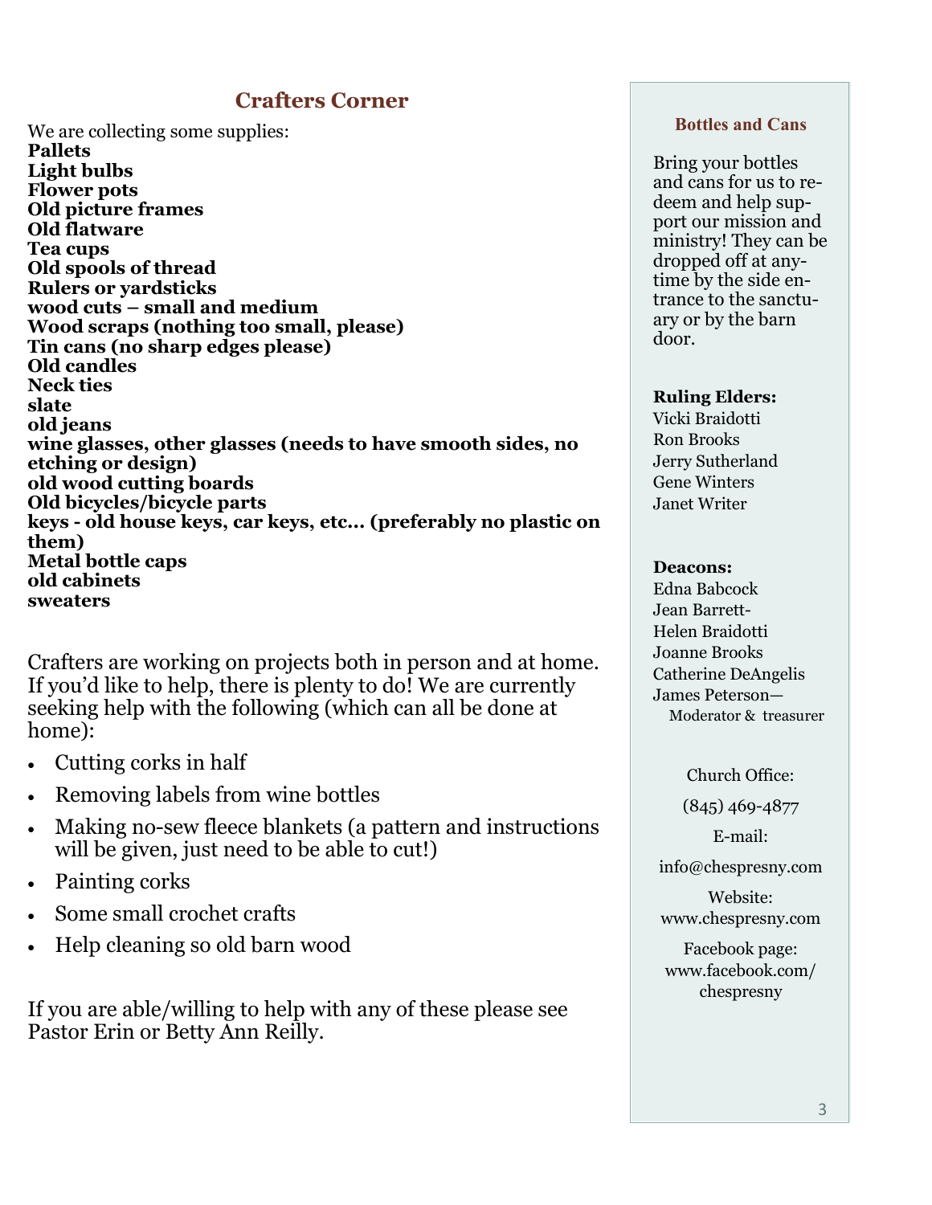## Crafters Corner

We are collecting some supplies:

**Pallets**
**Light bulbs**
**Flower pots**
**Old picture frames**
**Old flatware**
**Tea cups**
**Old spools of thread**
**Rulers or yardsticks**
**wood cuts – small and medium**
**Wood scraps (nothing too small, please)**
**Tin cans (no sharp edges please)**
**Old candles**
**Neck ties**
**slate**
**old jeans**
**wine glasses, other glasses (needs to have smooth sides, no etching or design)**
**old wood cutting boards**
**Old bicycles/bicycle parts**
**keys - old house keys, car keys, etc… (preferably no plastic on them)**
**Metal bottle caps**
**old cabinets**
**sweaters**

Crafters are working on projects both in person and at home. If you'd like to help, there is plenty to do! We are currently seeking help with the following (which can all be done at home):

- Cutting corks in half
- Removing labels from wine bottles
- Making no-sew fleece blankets (a pattern and instructions will be given, just need to be able to cut!)
- Painting corks
- Some small crochet crafts
- Help cleaning so old barn wood

If you are able/willing to help with any of these please see Pastor Erin or Betty Ann Reilly.

### Bottles and Cans

Bring your bottles and cans for us to redeem and help support our mission and ministry! They can be dropped off at anytime by the side entrance to the sanctuary or by the barn door.

**Ruling Elders:**
Vicki Braidotti
Ron Brooks
Jerry Sutherland
Gene Winters
Janet Writer

**Deacons:**
Edna Babcock
Jean Barrett-
Helen Braidotti
Joanne Brooks
Catherine DeAngelis
James Peterson—
Moderator & treasurer

Church Office:
(845) 469-4877

E-mail:
info@chespresny.com

Website:
www.chespresny.com

Facebook page:
www.facebook.com/chespresny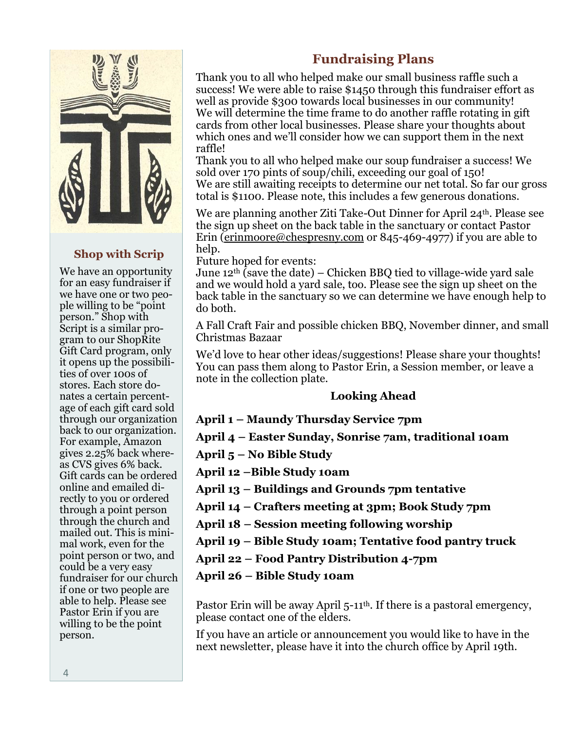## Shop with Scrip

We have an opportunity for an easy fundraiser if we have one or two people willing to be "point person." Shop with Script is a similar program to our ShopRite Gift Card program, only it opens up the possibilities of over 100s of stores. Each store donates a certain percentage of each gift card sold through our organization back to our organization. For example, Amazon gives 2.25% back whereas CVS gives 6% back. Gift cards can be ordered online and emailed directly to you or ordered through a point person through the church and mailed out. This is minimal work, even for the point person or two, and could be a very easy fundraiser for our church if one or two people are able to help. Please see Pastor Erin if you are willing to be the point person.

## Fundraising Plans

Thank you to all who helped make our small business raffle such a success! We were able to raise $1450 through this fundraiser effort as well as provide $300 towards local businesses in our community! We will determine the time frame to do another raffle rotating in gift cards from other local businesses. Please share your thoughts about which ones and we'll consider how we can support them in the next raffle!
Thank you to all who helped make our soup fundraiser a success! We sold over 170 pints of soup/chili, exceeding our goal of 150!
We are still awaiting receipts to determine our net total. So far our gross total is $1100. Please note, this includes a few generous donations.

We are planning another Ziti Take-Out Dinner for April 24th. Please see the sign up sheet on the back table in the sanctuary or contact Pastor Erin (erinmoore@chespresny.com or 845-469-4977) if you are able to help.
Future hoped for events:
June 12th (save the date) – Chicken BBQ tied to village-wide yard sale and we would hold a yard sale, too. Please see the sign up sheet on the back table in the sanctuary so we can determine we have enough help to do both.

A Fall Craft Fair and possible chicken BBQ, November dinner, and small Christmas Bazaar

We'd love to hear other ideas/suggestions! Please share your thoughts! You can pass them along to Pastor Erin, a Session member, or leave a note in the collection plate.

### Looking Ahead

**April 1 – Maundy Thursday Service 7pm**

**April 4 – Easter Sunday, Sonrise 7am, traditional 10am**

**April 5 – No Bible Study**

**April 12 –Bible Study 10am**

**April 13 – Buildings and Grounds 7pm tentative**

**April 14 – Crafters meeting at 3pm; Book Study 7pm**

**April 18 – Session meeting following worship**

**April 19 – Bible Study 10am; Tentative food pantry truck**

**April 22 – Food Pantry Distribution 4-7pm**

**April 26 – Bible Study 10am**

Pastor Erin will be away April 5-11th. If there is a pastoral emergency, please contact one of the elders.

If you have an article or announcement you would like to have in the next newsletter, please have it into the church office by April 19th.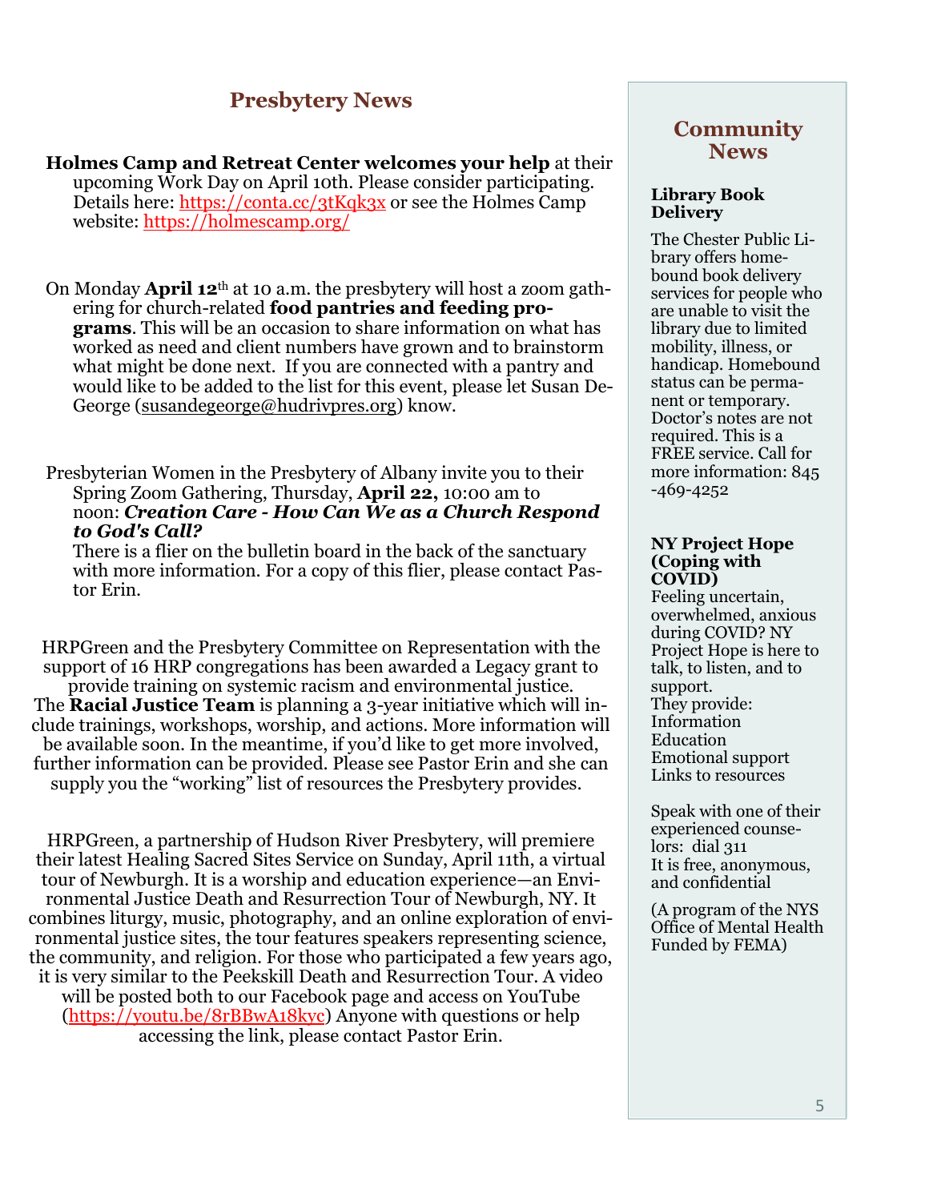## Presbytery News

**Holmes Camp and Retreat Center welcomes your help** at their upcoming Work Day on April 10th. Please consider participating. Details here: https://conta.cc/3tKqk3x or see the Holmes Camp website: https://holmescamp.org/

On Monday **April 12th** at 10 a.m. the presbytery will host a zoom gathering for church-related **food pantries and feeding programs**. This will be an occasion to share information on what has worked as need and client numbers have grown and to brainstorm what might be done next. If you are connected with a pantry and would like to be added to the list for this event, please let Susan DeGeorge (susandegeorge@hudrivpres.org) know.

Presbyterian Women in the Presbytery of Albany invite you to their Spring Zoom Gathering, Thursday, **April 22,** 10:00 am to noon: ***Creation Care - How Can We as a Church Respond to God's Call?***
There is a flier on the bulletin board in the back of the sanctuary with more information. For a copy of this flier, please contact Pastor Erin.

HRPGreen and the Presbytery Committee on Representation with the support of 16 HRP congregations has been awarded a Legacy grant to provide training on systemic racism and environmental justice. The **Racial Justice Team** is planning a 3-year initiative which will include trainings, workshops, worship, and actions. More information will be available soon. In the meantime, if you'd like to get more involved, further information can be provided. Please see Pastor Erin and she can supply you the "working" list of resources the Presbytery provides.

HRPGreen, a partnership of Hudson River Presbytery, will premiere their latest Healing Sacred Sites Service on Sunday, April 11th, a virtual tour of Newburgh. It is a worship and education experience—an Environmental Justice Death and Resurrection Tour of Newburgh, NY. It combines liturgy, music, photography, and an online exploration of environmental justice sites, the tour features speakers representing science, the community, and religion. For those who participated a few years ago, it is very similar to the Peekskill Death and Resurrection Tour. A video will be posted both to our Facebook page and access on YouTube (https://youtu.be/8rBBwA18kyc) Anyone with questions or help accessing the link, please contact Pastor Erin.

## Community News

### Library Book Delivery

The Chester Public Library offers homebound book delivery services for people who are unable to visit the library due to limited mobility, illness, or handicap. Homebound status can be permanent or temporary. Doctor's notes are not required. This is a FREE service. Call for more information: 845-469-4252

### NY Project Hope (Coping with COVID)

Feeling uncertain, overwhelmed, anxious during COVID? NY Project Hope is here to talk, to listen, and to support.
They provide:
Information
Education
Emotional support
Links to resources

Speak with one of their experienced counselors: dial 311
It is free, anonymous, and confidential

(A program of the NYS Office of Mental Health Funded by FEMA)